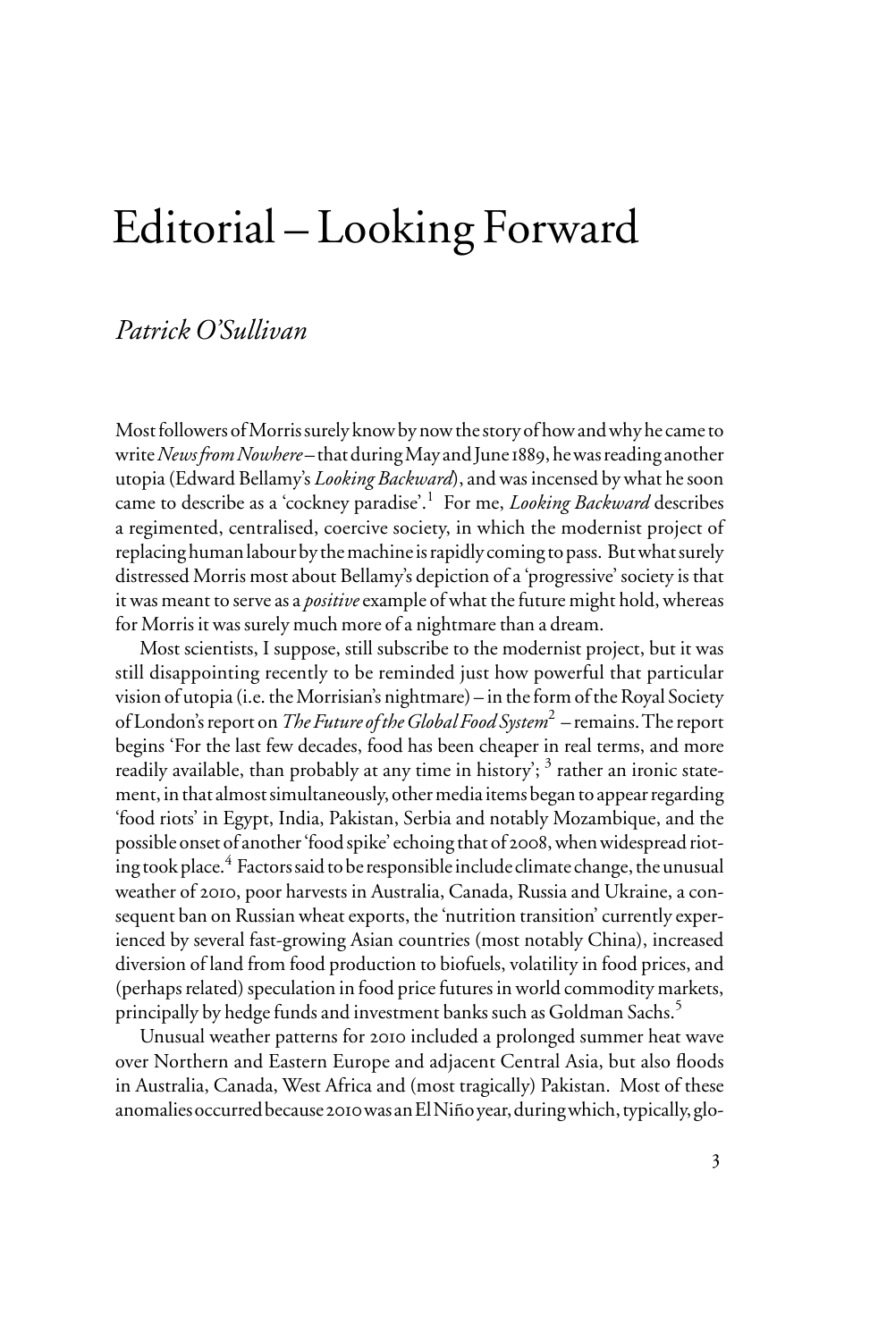# Editorial – Looking Forward

*Patrick O'Sullivan*

Most followers of Morris surely know by now the story of how and why he came to write *News from Nowhere* – that during May and June 1889, he was reading another utopia (Edward Bellamy's *Looking Backward*), and was incensed by what he soon came to describe as a 'cockney paradise'.[1] For me, *Looking Backward* describes a regimented, centralised, coercive society, in which the modernist project of replacing human labour by the machine is rapidly coming to pass. But what surely distressed Morris most about Bellamy's depiction of a 'progressive' society is that it was meant to serve as a *positive* example of what the future might hold, whereas for Morris it was surely much more of a nightmare than a dream.

Most scientists, I suppose, still subscribe to the modernist project, but it was still disappointing recently to be reminded just how powerful that particular vision of utopia (i.e. the Morrisian's nightmare) – in the form of the Royal Society of London's report on *The Future of the Global Food System*[2] – remains. The report begins 'For the last few decades, food has been cheaper in real terms, and more readily available, than probably at any time in history'; [3] rather an ironic statement, in that almost simultaneously, other media items began to appear regarding 'food riots' in Egypt, India, Pakistan, Serbia and notably Mozambique, and the possible onset of another 'food spike' echoing that of 2008, when widespread rioting took place.[4] Factors said to be responsible include climate change, the unusual weather of 2010, poor harvests in Australia, Canada, Russia and Ukraine, a consequent ban on Russian wheat exports, the 'nutrition transition' currently experienced by several fast-growing Asian countries (most notably China), increased diversion of land from food production to biofuels, volatility in food prices, and (perhaps related) speculation in food price futures in world commodity markets, principally by hedge funds and investment banks such as Goldman Sachs.[5]

Unusual weather patterns for 2010 included a prolonged summer heat wave over Northern and Eastern Europe and adjacent Central Asia, but also floods in Australia, Canada, West Africa and (most tragically) Pakistan. Most of these anomalies occurred because 2010 was an El Niño year, during which, typically, glo-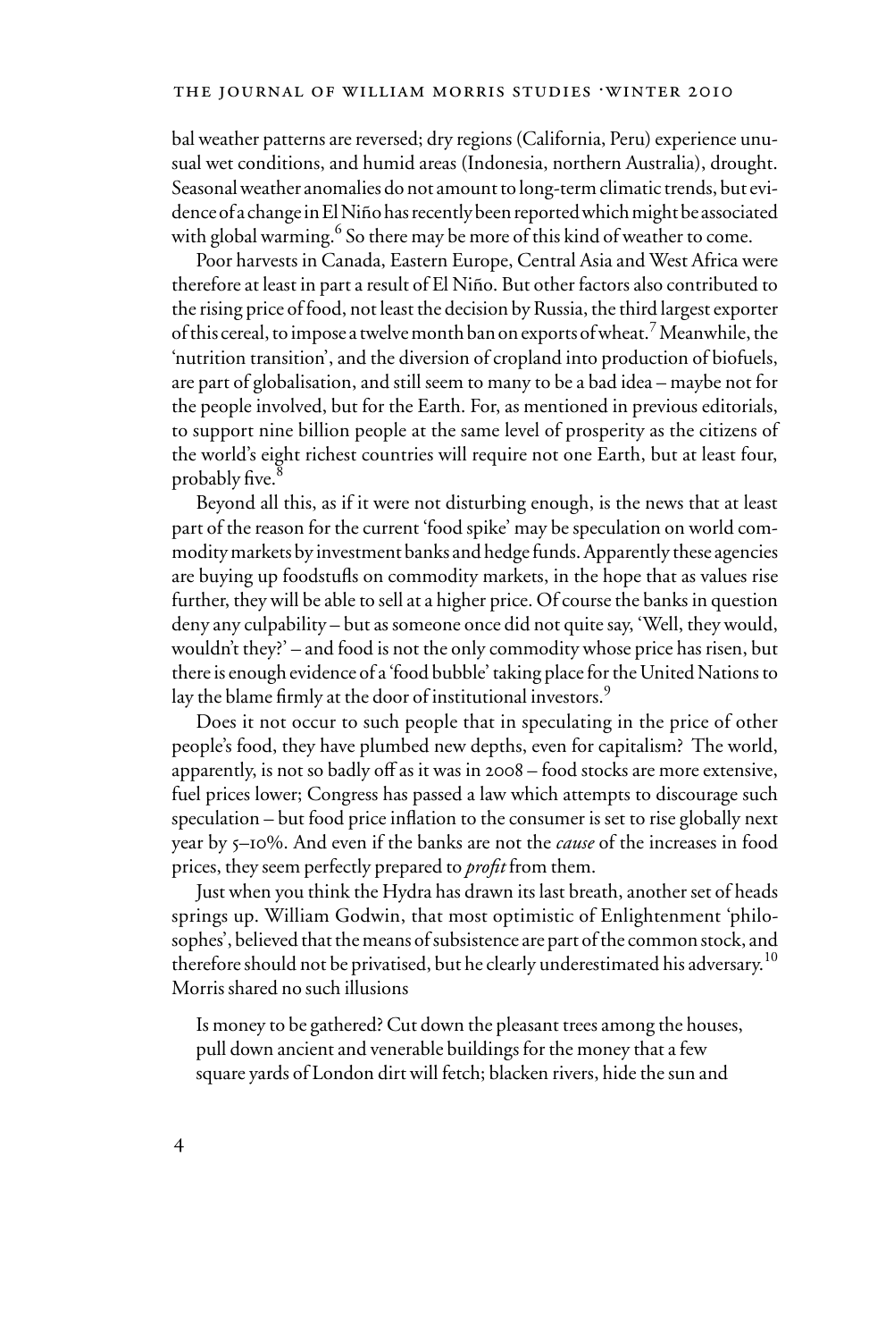bal weather patterns are reversed; dry regions (California, Peru) experience unusual wet conditions, and humid areas (Indonesia, northern Australia), drought. Seasonal weather anomalies do not amount to long-term climatic trends, but evidence of a change in El Niño has recently been reported which might be associated with global warming.[6] So there may be more of this kind of weather to come.

Poor harvests in Canada, Eastern Europe, Central Asia and West Africa were therefore at least in part a result of El Niño. But other factors also contributed to the rising price of food, not least the decision by Russia, the third largest exporter of this cereal, to impose a twelve month ban on exports of wheat.[7] Meanwhile, the 'nutrition transition', and the diversion of cropland into production of biofuels, are part of globalisation, and still seem to many to be a bad idea – maybe not for the people involved, but for the Earth. For, as mentioned in previous editorials, to support nine billion people at the same level of prosperity as the citizens of the world's eight richest countries will require not one Earth, but at least four, probably five.[8]

Beyond all this, as if it were not disturbing enough, is the news that at least part of the reason for the current 'food spike' may be speculation on world commodity markets by investment banks and hedge funds. Apparently these agencies are buying up foodstufis on commodity markets, in the hope that as values rise further, they will be able to sell at a higher price. Of course the banks in question deny any culpability – but as someone once did not quite say, 'Well, they would, wouldn't they?' – and food is not the only commodity whose price has risen, but there is enough evidence of a 'food bubble' taking place for the United Nations to lay the blame firmly at the door of institutional investors.[9]

Does it not occur to such people that in speculating in the price of other people's food, they have plumbed new depths, even for capitalism? The world, apparently, is not so badly off as it was in 2008 – food stocks are more extensive, fuel prices lower; Congress has passed a law which attempts to discourage such speculation – but food price inflation to the consumer is set to rise globally next year by 5–10%. And even if the banks are not the *cause* of the increases in food prices, they seem perfectly prepared to *profit* from them.

Just when you think the Hydra has drawn its last breath, another set of heads springs up. William Godwin, that most optimistic of Enlightenment 'philosophes', believed that the means of subsistence are part of the common stock, and therefore should not be privatised, but he clearly underestimated his adversary.[10] Morris shared no such illusions

> Is money to be gathered? Cut down the pleasant trees among the houses, pull down ancient and venerable buildings for the money that a few square yards of London dirt will fetch; blacken rivers, hide the sun and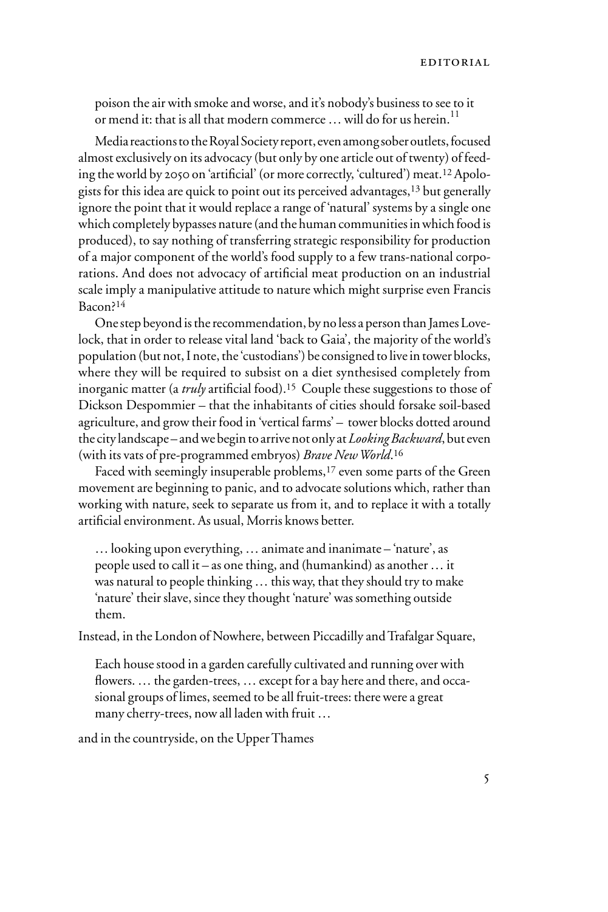poison the air with smoke and worse, and it's nobody's business to see to it or mend it: that is all that modern commerce … will do for us herein.[11]

Media reactions to the Royal Society report, even among sober outlets, focused almost exclusively on its advocacy (but only by one article out of twenty) of feeding the world by 2050 on 'artificial' (or more correctly, 'cultured') meat.[12] Apologists for this idea are quick to point out its perceived advantages,[13] but generally ignore the point that it would replace a range of 'natural' systems by a single one which completely bypasses nature (and the human communities in which food is produced), to say nothing of transferring strategic responsibility for production of a major component of the world's food supply to a few trans-national corporations. And does not advocacy of artificial meat production on an industrial scale imply a manipulative attitude to nature which might surprise even Francis Bacon?[14]

One step beyond is the recommendation, by no less a person than James Lovelock, that in order to release vital land 'back to Gaia', the majority of the world's population (but not, I note, the 'custodians') be consigned to live in tower blocks, where they will be required to subsist on a diet synthesised completely from inorganic matter (a *truly* artificial food).[15] Couple these suggestions to those of Dickson Despommier – that the inhabitants of cities should forsake soil-based agriculture, and grow their food in 'vertical farms' – tower blocks dotted around the city landscape – and we begin to arrive not only at *Looking Backward*, but even (with its vats of pre-programmed embryos) *Brave New World*.[16]

Faced with seemingly insuperable problems,[17] even some parts of the Green movement are beginning to panic, and to advocate solutions which, rather than working with nature, seek to separate us from it, and to replace it with a totally artificial environment. As usual, Morris knows better.

> … looking upon everything, … animate and inanimate – 'nature', as people used to call it – as one thing, and (humankind) as another … it was natural to people thinking … this way, that they should try to make 'nature' their slave, since they thought 'nature' was something outside them.

Instead, in the London of Nowhere, between Piccadilly and Trafalgar Square,

> Each house stood in a garden carefully cultivated and running over with flowers. … the garden-trees, … except for a bay here and there, and occasional groups of limes, seemed to be all fruit-trees: there were a great many cherry-trees, now all laden with fruit …

and in the countryside, on the Upper Thames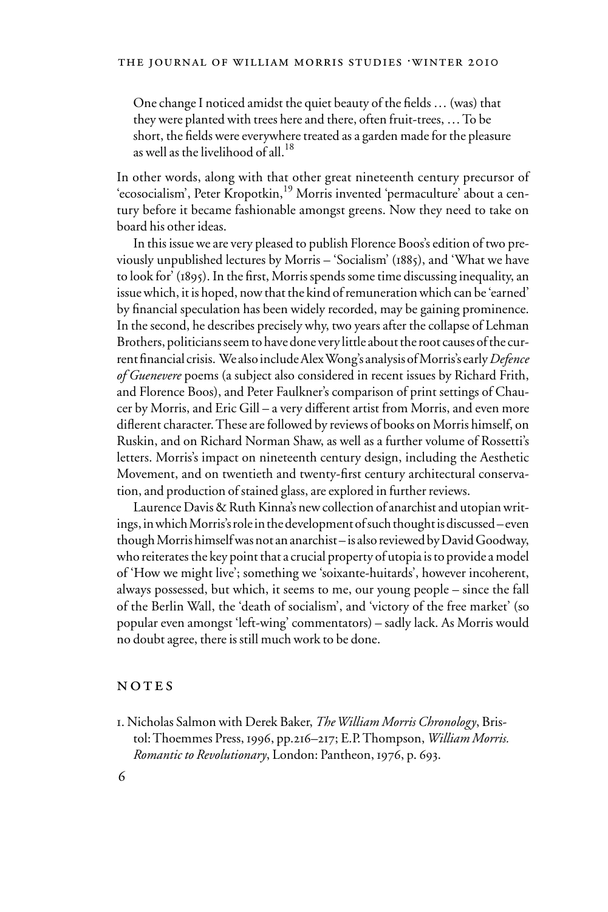> One change I noticed amidst the quiet beauty of the fields … (was) that they were planted with trees here and there, often fruit-trees, … To be short, the fields were everywhere treated as a garden made for the pleasure as well as the livelihood of all.[18]

In other words, along with that other great nineteenth century precursor of 'ecosocialism', Peter Kropotkin,[19] Morris invented 'permaculture' about a century before it became fashionable amongst greens. Now they need to take on board his other ideas.

In this issue we are very pleased to publish Florence Boos's edition of two previously unpublished lectures by Morris – 'Socialism' (1885), and 'What we have to look for' (1895). In the first, Morris spends some time discussing inequality, an issue which, it is hoped, now that the kind of remuneration which can be 'earned' by financial speculation has been widely recorded, may be gaining prominence. In the second, he describes precisely why, two years after the collapse of Lehman Brothers, politicians seem to have done very little about the root causes of the current financial crisis. We also include Alex Wong's analysis of Morris's early *Defence of Guenevere* poems (a subject also considered in recent issues by Richard Frith, and Florence Boos), and Peter Faulkner's comparison of print settings of Chaucer by Morris, and Eric Gill – a very different artist from Morris, and even more different character. These are followed by reviews of books on Morris himself, on Ruskin, and on Richard Norman Shaw, as well as a further volume of Rossetti's letters. Morris's impact on nineteenth century design, including the Aesthetic Movement, and on twentieth and twenty-first century architectural conservation, and production of stained glass, are explored in further reviews.

Laurence Davis & Ruth Kinna's new collection of anarchist and utopian writings, in which Morris's role in the development of such thought is discussed – even though Morris himself was not an anarchist – is also reviewed by David Goodway, who reiterates the key point that a crucial property of utopia is to provide a model of 'How we might live'; something we 'soixante-huitards', however incoherent, always possessed, but which, it seems to me, our young people – since the fall of the Berlin Wall, the 'death of socialism', and 'victory of the free market' (so popular even amongst 'left-wing' commentators) – sadly lack. As Morris would no doubt agree, there is still much work to be done.

## NOTES

1. Nicholas Salmon with Derek Baker, *The William Morris Chronology*, Bristol: Thoemmes Press, 1996, pp.216–217; E.P. Thompson, *William Morris. Romantic to Revolutionary*, London: Pantheon, 1976, p. 693.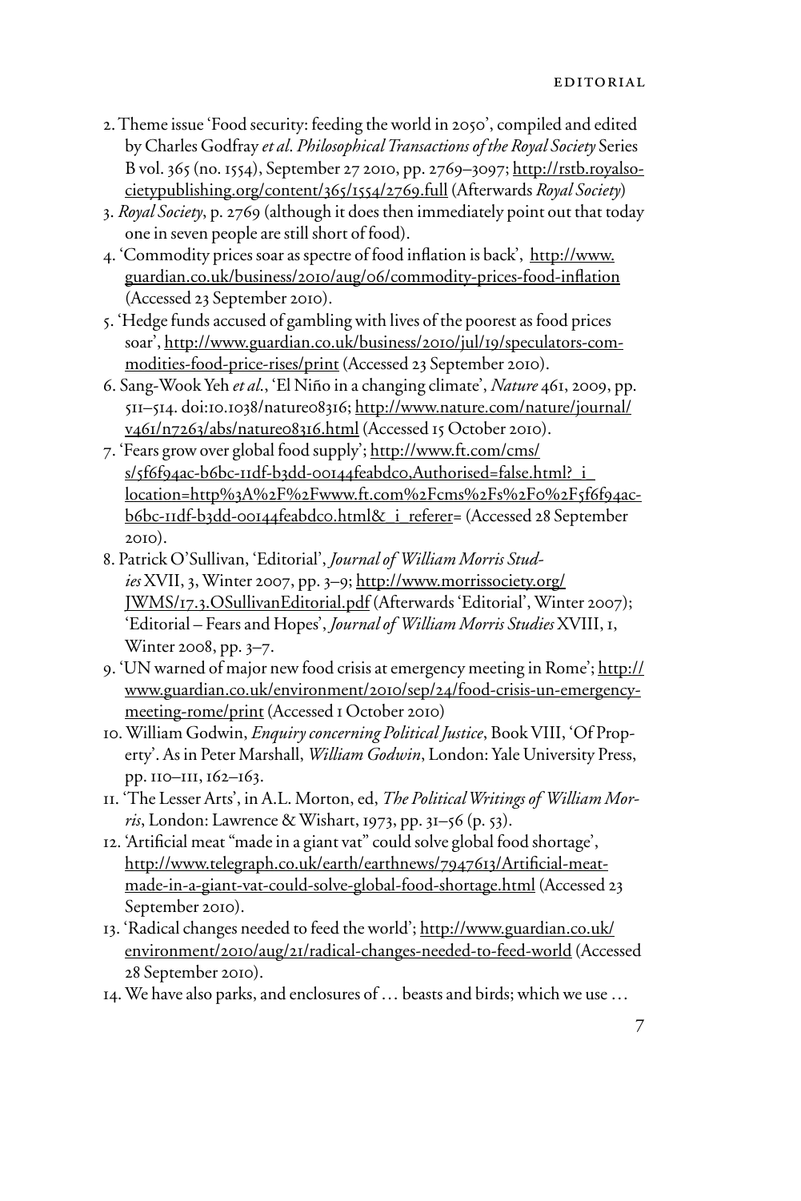2. Theme issue 'Food security: feeding the world in 2050', compiled and edited by Charles Godfray *et al*. *Philosophical Transactions of the Royal Society* Series B vol. 365 (no. 1554), September 27 2010, pp. 2769–3097; http://rstb.royalsocietypublishing.org/content/365/1554/2769.full (Afterwards *Royal Society*)
3. *Royal Society*, p. 2769 (although it does then immediately point out that today one in seven people are still short of food).
4. 'Commodity prices soar as spectre of food inflation is back', http://www.guardian.co.uk/business/2010/aug/06/commodity-prices-food-inflation (Accessed 23 September 2010).
5. 'Hedge funds accused of gambling with lives of the poorest as food prices soar', http://www.guardian.co.uk/business/2010/jul/19/speculators-commodities-food-price-rises/print (Accessed 23 September 2010).
6. Sang-Wook Yeh *et al*., 'El Niño in a changing climate', *Nature* 461, 2009, pp. 511–514. doi:10.1038/nature08316; http://www.nature.com/nature/journal/v461/n7263/abs/nature08316.html (Accessed 15 October 2010).
7. 'Fears grow over global food supply'; http://www.ft.com/cms/s/5f6f94ac-b6bc-11df-b3dd-00144feabdc0,Authorised=false.html?_i_location=http%3A%2F%2Fwww.ft.com%2Fcms%2Fs%2F0%2F5f6f94ac-b6bc-11df-b3dd-00144feabdc0.html&_i_referer= (Accessed 28 September 2010).
8. Patrick O'Sullivan, 'Editorial', *Journal of William Morris Studies* XVII, 3, Winter 2007, pp. 3–9; http://www.morrissociety.org/JWMS/17.3.OSullivanEditorial.pdf (Afterwards 'Editorial', Winter 2007); 'Editorial – Fears and Hopes', *Journal of William Morris Studies* XVIII, 1, Winter 2008, pp. 3–7.
9. 'UN warned of major new food crisis at emergency meeting in Rome'; http://www.guardian.co.uk/environment/2010/sep/24/food-crisis-un-emergency-meeting-rome/print (Accessed 1 October 2010)
10. William Godwin, *Enquiry concerning Political Justice*, Book VIII, 'Of Property'. As in Peter Marshall, *William Godwin*, London: Yale University Press, pp. 110–111, 162–163.
11. 'The Lesser Arts', in A.L. Morton, ed, *The Political Writings of William Morris*, London: Lawrence & Wishart, 1973, pp. 31–56 (p. 53).
12. 'Artificial meat "made in a giant vat" could solve global food shortage', http://www.telegraph.co.uk/earth/earthnews/7947613/Artificial-meat-made-in-a-giant-vat-could-solve-global-food-shortage.html (Accessed 23 September 2010).
13. 'Radical changes needed to feed the world'; http://www.guardian.co.uk/environment/2010/aug/21/radical-changes-needed-to-feed-world (Accessed 28 September 2010).
14. We have also parks, and enclosures of … beasts and birds; which we use …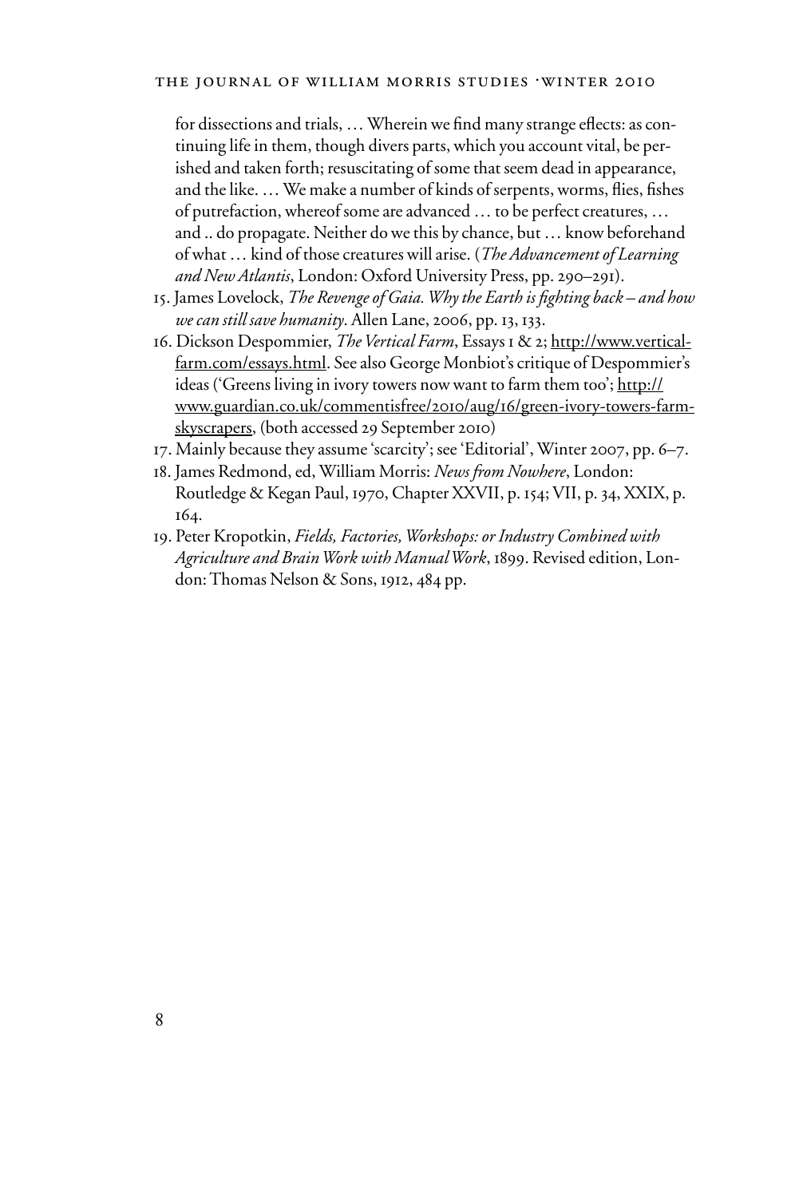for dissections and trials, … Wherein we find many strange effects: as continuing life in them, though divers parts, which you account vital, be perished and taken forth; resuscitating of some that seem dead in appearance, and the like. … We make a number of kinds of serpents, worms, flies, fishes of putrefaction, whereof some are advanced … to be perfect creatures, … and .. do propagate. Neither do we this by chance, but … know beforehand of what … kind of those creatures will arise. (*The Advancement of Learning and New Atlantis*, London: Oxford University Press, pp. 290–291).

15. James Lovelock, *The Revenge of Gaia. Why the Earth is fighting back – and how we can still save humanity*. Allen Lane, 2006, pp. 13, 133.
16. Dickson Despommier, *The Vertical Farm*, Essays 1 & 2; http://www.verticalfarm.com/essays.html. See also George Monbiot's critique of Despommier's ideas ('Greens living in ivory towers now want to farm them too'; http://www.guardian.co.uk/commentisfree/2010/aug/16/green-ivory-towers-farm-skyscrapers, (both accessed 29 September 2010)
17. Mainly because they assume 'scarcity'; see 'Editorial', Winter 2007, pp. 6–7.
18. James Redmond, ed, William Morris: *News from Nowhere*, London: Routledge & Kegan Paul, 1970, Chapter XXVII, p. 154; VII, p. 34, XXIX, p. 164.
19. Peter Kropotkin, *Fields, Factories, Workshops: or Industry Combined with Agriculture and Brain Work with Manual Work*, 1899. Revised edition, London: Thomas Nelson & Sons, 1912, 484 pp.